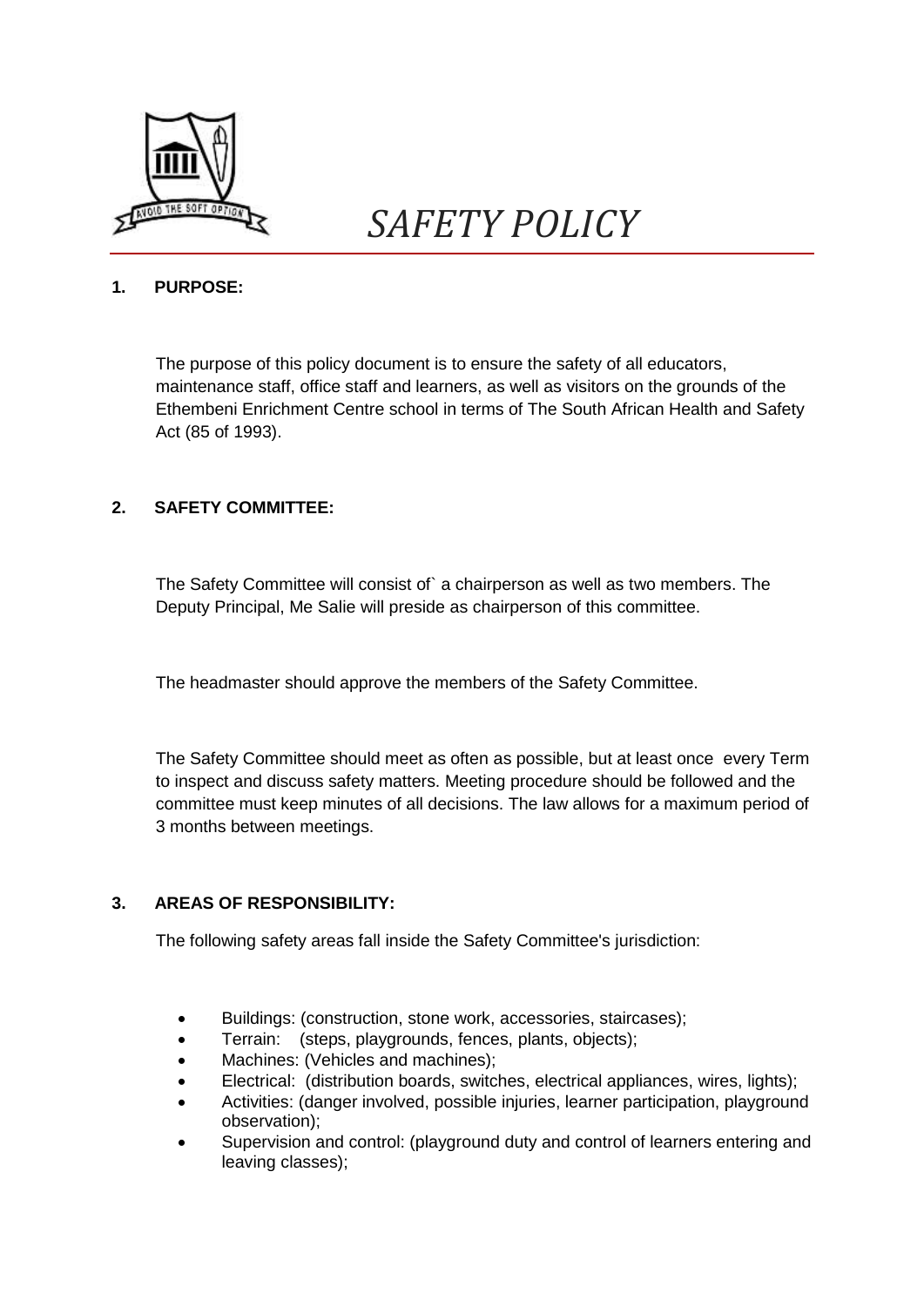# *SAFETY POLICY*

## 1. PURPOSE:

The purpose of this policy document is to ensure the safety of all educators, maintenance staff, office staff and learners, as well as visitors on the grounds of the Ethembeni Enrichment Centre school in terms of The South African Health and Safety Act (85 of 1993).

## 2. SAFETY COMMITTEE:

The Safety Committee will consist of` a chairperson as well as two members. The Deputy Principal, Me Salie will preside as chairperson of this committee.

The headmaster should approve the members of the Safety Committee.

The Safety Committee should meet as often as possible, but at least once every Term to inspect and discuss safety matters. Meeting procedure should be followed and the committee must keep minutes of all decisions. The law allows for a maximum period of 3 months between meetings.

## 3. AREAS OF RESPONSIBILITY:

The following safety areas fall inside the Safety Committee's jurisdiction:

- Buildings: (construction, stone work, accessories, staircases);
- Terrain: (steps, playgrounds, fences, plants, objects);
- Machines: (Vehicles and machines);
- Electrical: (distribution boards, switches, electrical appliances, wires, lights);
- Activities: (danger involved, possible injuries, learner participation, playground observation);
- Supervision and control: (playground duty and control of learners entering and leaving classes);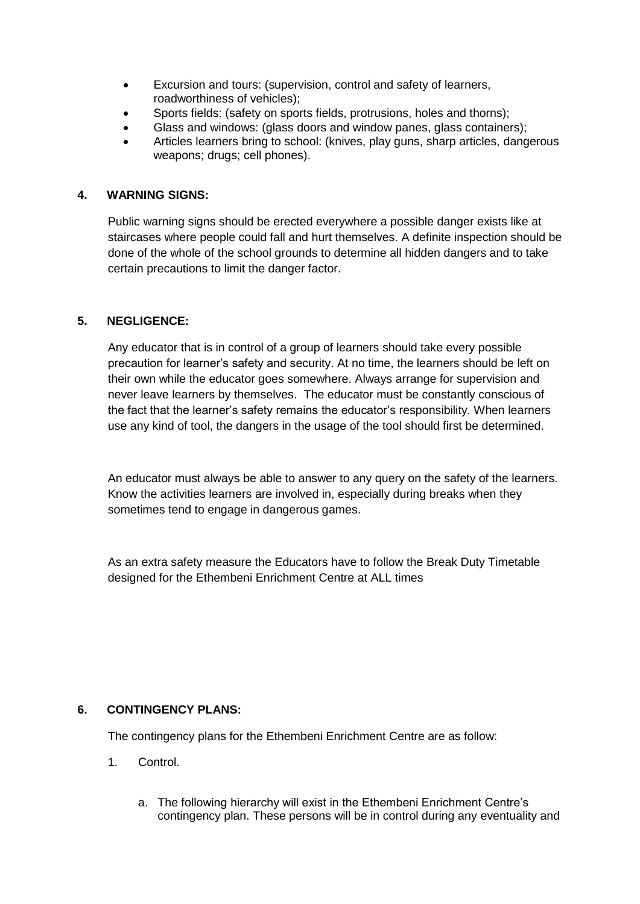- Excursion and tours: (supervision, control and safety of learners, roadworthiness of vehicles);
- Sports fields: (safety on sports fields, protrusions, holes and thorns);
- Glass and windows: (glass doors and window panes, glass containers);
- Articles learners bring to school: (knives, play guns, sharp articles, dangerous weapons; drugs; cell phones).

**4. WARNING SIGNS:**

Public warning signs should be erected everywhere a possible danger exists like at staircases where people could fall and hurt themselves. A definite inspection should be done of the whole of the school grounds to determine all hidden dangers and to take certain precautions to limit the danger factor.

**5. NEGLIGENCE:**

Any educator that is in control of a group of learners should take every possible precaution for learner's safety and security. At no time, the learners should be left on their own while the educator goes somewhere. Always arrange for supervision and never leave learners by themselves. The educator must be constantly conscious of the fact that the learner's safety remains the educator's responsibility. When learners use any kind of tool, the dangers in the usage of the tool should first be determined.

An educator must always be able to answer to any query on the safety of the learners. Know the activities learners are involved in, especially during breaks when they sometimes tend to engage in dangerous games.

As an extra safety measure the Educators have to follow the Break Duty Timetable designed for the Ethembeni Enrichment Centre at ALL times

**6. CONTINGENCY PLANS:**

The contingency plans for the Ethembeni Enrichment Centre are as follow:

1. Control.

   a. The following hierarchy will exist in the Ethembeni Enrichment Centre's contingency plan. These persons will be in control during any eventuality and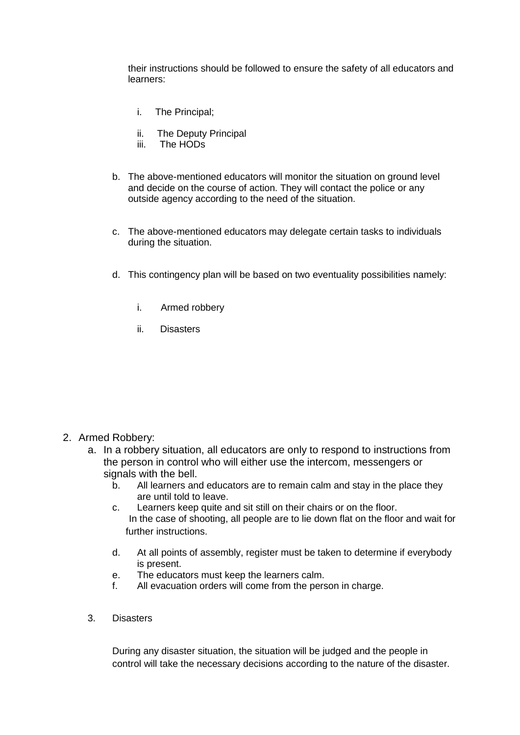their instructions should be followed to ensure the safety of all educators and learners:

i. The Principal;

ii. The Deputy Principal

iii. The HODs

b. The above-mentioned educators will monitor the situation on ground level and decide on the course of action. They will contact the police or any outside agency according to the need of the situation.

c. The above-mentioned educators may delegate certain tasks to individuals during the situation.

d. This contingency plan will be based on two eventuality possibilities namely:

i. Armed robbery

ii. Disasters

2. Armed Robbery:

a. In a robbery situation, all educators are only to respond to instructions from the person in control who will either use the intercom, messengers or signals with the bell.

b. All learners and educators are to remain calm and stay in the place they are until told to leave.

c. Learners keep quite and sit still on their chairs or on the floor.
In the case of shooting, all people are to lie down flat on the floor and wait for further instructions.

d. At all points of assembly, register must be taken to determine if everybody is present.

e. The educators must keep the learners calm.

f. All evacuation orders will come from the person in charge.

3. Disasters

During any disaster situation, the situation will be judged and the people in control will take the necessary decisions according to the nature of the disaster.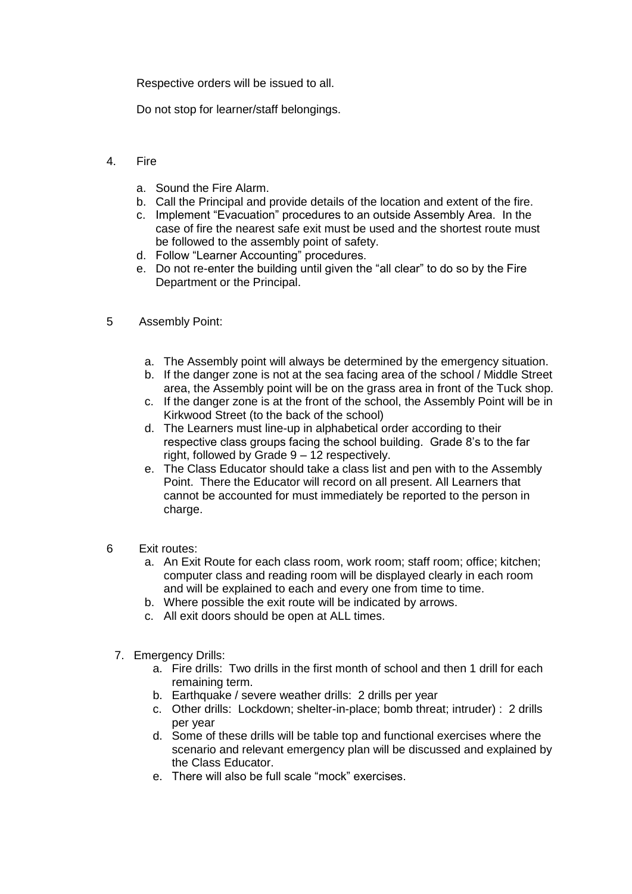Respective orders will be issued to all.

Do not stop for learner/staff belongings.

4. Fire

   a. Sound the Fire Alarm.
   b. Call the Principal and provide details of the location and extent of the fire.
   c. Implement "Evacuation" procedures to an outside Assembly Area. In the case of fire the nearest safe exit must be used and the shortest route must be followed to the assembly point of safety.
   d. Follow "Learner Accounting" procedures.
   e. Do not re-enter the building until given the "all clear" to do so by the Fire Department or the Principal.

5 Assembly Point:

   a. The Assembly point will always be determined by the emergency situation.
   b. If the danger zone is not at the sea facing area of the school / Middle Street area, the Assembly point will be on the grass area in front of the Tuck shop.
   c. If the danger zone is at the front of the school, the Assembly Point will be in Kirkwood Street (to the back of the school)
   d. The Learners must line-up in alphabetical order according to their respective class groups facing the school building. Grade 8's to the far right, followed by Grade 9 – 12 respectively.
   e. The Class Educator should take a class list and pen with to the Assembly Point. There the Educator will record on all present. All Learners that cannot be accounted for must immediately be reported to the person in charge.

6 Exit routes:

   a. An Exit Route for each class room, work room; staff room; office; kitchen; computer class and reading room will be displayed clearly in each room and will be explained to each and every one from time to time.
   b. Where possible the exit route will be indicated by arrows.
   c. All exit doors should be open at ALL times.

7. Emergency Drills:

   a. Fire drills: Two drills in the first month of school and then 1 drill for each remaining term.
   b. Earthquake / severe weather drills: 2 drills per year
   c. Other drills: Lockdown; shelter-in-place; bomb threat; intruder) : 2 drills per year
   d. Some of these drills will be table top and functional exercises where the scenario and relevant emergency plan will be discussed and explained by the Class Educator.
   e. There will also be full scale "mock" exercises.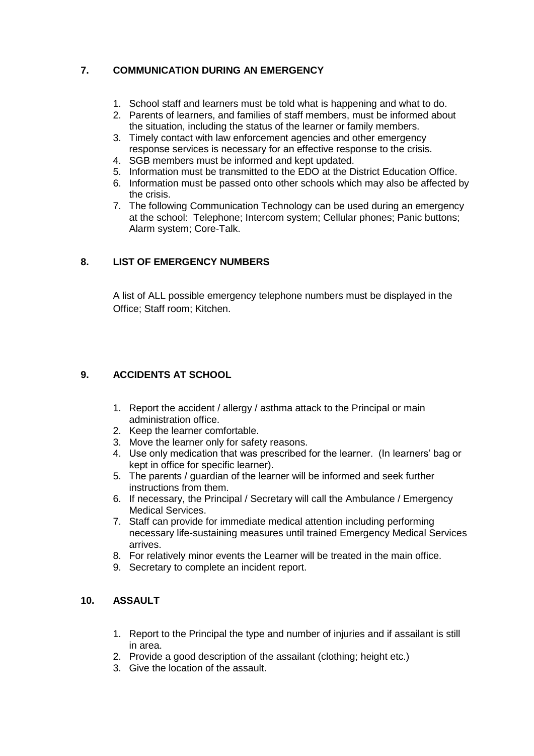## 7. COMMUNICATION DURING AN EMERGENCY

1. School staff and learners must be told what is happening and what to do.
2. Parents of learners, and families of staff members, must be informed about the situation, including the status of the learner or family members.
3. Timely contact with law enforcement agencies and other emergency response services is necessary for an effective response to the crisis.
4. SGB members must be informed and kept updated.
5. Information must be transmitted to the EDO at the District Education Office.
6. Information must be passed onto other schools which may also be affected by the crisis.
7. The following Communication Technology can be used during an emergency at the school: Telephone; Intercom system; Cellular phones; Panic buttons; Alarm system; Core-Talk.

## 8. LIST OF EMERGENCY NUMBERS

A list of ALL possible emergency telephone numbers must be displayed in the Office; Staff room; Kitchen.

## 9. ACCIDENTS AT SCHOOL

1. Report the accident / allergy / asthma attack to the Principal or main administration office.
2. Keep the learner comfortable.
3. Move the learner only for safety reasons.
4. Use only medication that was prescribed for the learner. (In learners' bag or kept in office for specific learner).
5. The parents / guardian of the learner will be informed and seek further instructions from them.
6. If necessary, the Principal / Secretary will call the Ambulance / Emergency Medical Services.
7. Staff can provide for immediate medical attention including performing necessary life-sustaining measures until trained Emergency Medical Services arrives.
8. For relatively minor events the Learner will be treated in the main office.
9. Secretary to complete an incident report.

## 10. ASSAULT

1. Report to the Principal the type and number of injuries and if assailant is still in area.
2. Provide a good description of the assailant (clothing; height etc.)
3. Give the location of the assault.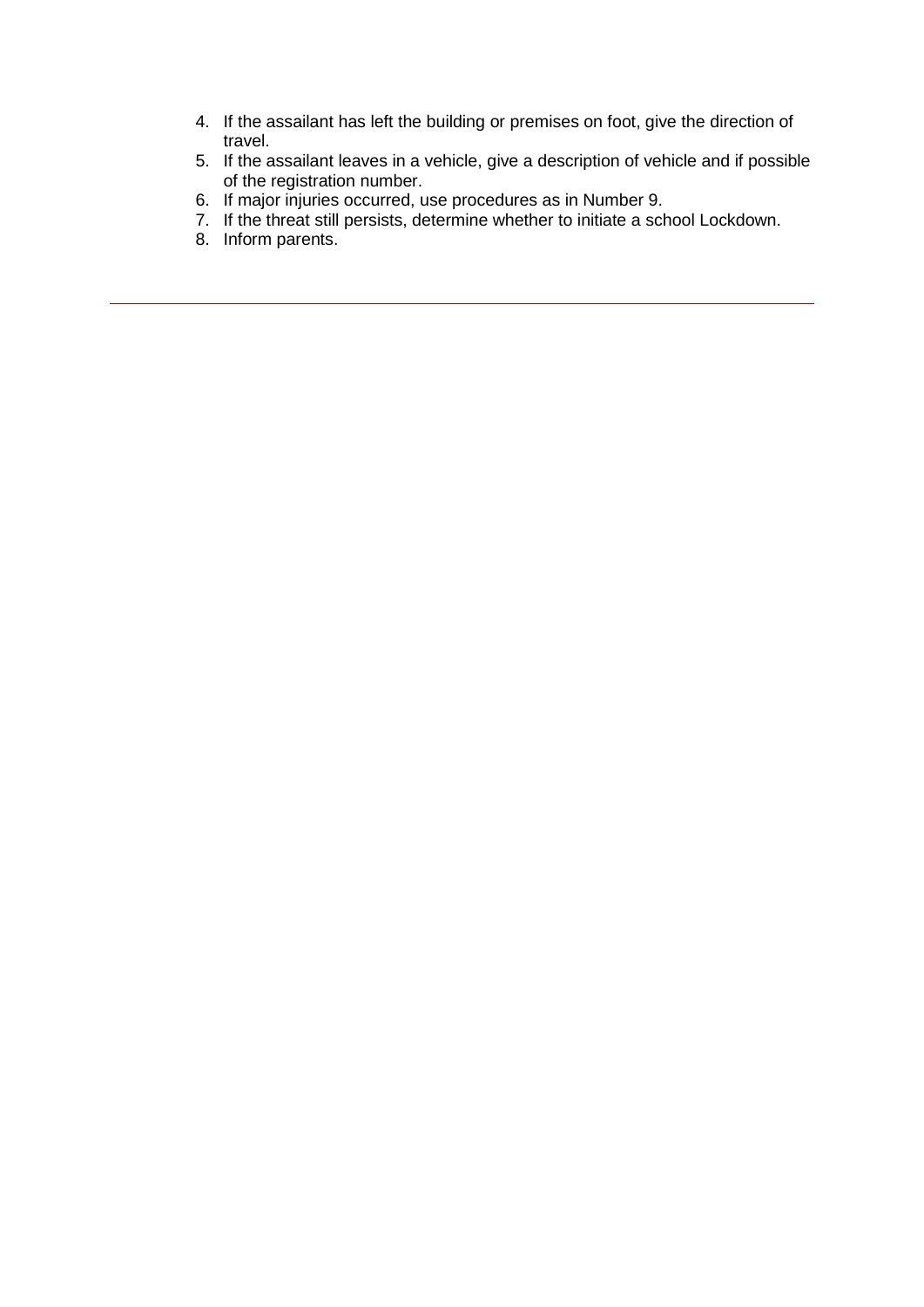4. If the assailant has left the building or premises on foot, give the direction of travel.
5. If the assailant leaves in a vehicle, give a description of vehicle and if possible of the registration number.
6. If major injuries occurred, use procedures as in Number 9.
7. If the threat still persists, determine whether to initiate a school Lockdown.
8. Inform parents.

---